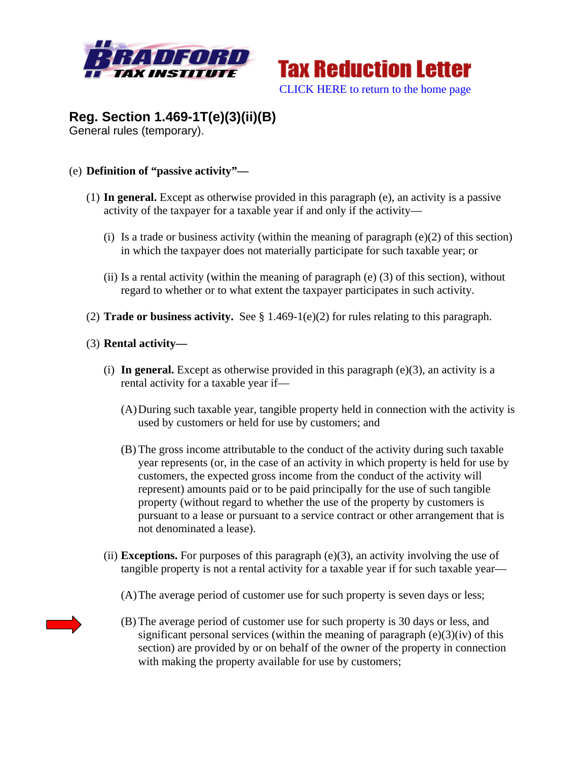**BRADFORD TAX INSTITUTE**

**Tax Reduction Letter**

CLICK HERE to return to the home page

## Reg. Section 1.469-1T(e)(3)(ii)(B)

General rules (temporary).

(e) **Definition of "passive activity"—**

(1) **In general.** Except as otherwise provided in this paragraph (e), an activity is a passive activity of the taxpayer for a taxable year if and only if the activity—

(i) Is a trade or business activity (within the meaning of paragraph (e)(2) of this section) in which the taxpayer does not materially participate for such taxable year; or

(ii) Is a rental activity (within the meaning of paragraph (e) (3) of this section), without regard to whether or to what extent the taxpayer participates in such activity.

(2) **Trade or business activity.** See § 1.469-1(e)(2) for rules relating to this paragraph.

(3) **Rental activity—**

(i) **In general.** Except as otherwise provided in this paragraph (e)(3), an activity is a rental activity for a taxable year if—

(A) During such taxable year, tangible property held in connection with the activity is used by customers or held for use by customers; and

(B) The gross income attributable to the conduct of the activity during such taxable year represents (or, in the case of an activity in which property is held for use by customers, the expected gross income from the conduct of the activity will represent) amounts paid or to be paid principally for the use of such tangible property (without regard to whether the use of the property by customers is pursuant to a lease or pursuant to a service contract or other arrangement that is not denominated a lease).

(ii) **Exceptions.** For purposes of this paragraph (e)(3), an activity involving the use of tangible property is not a rental activity for a taxable year if for such taxable year—

(A) The average period of customer use for such property is seven days or less;

(B) The average period of customer use for such property is 30 days or less, and significant personal services (within the meaning of paragraph (e)(3)(iv) of this section) are provided by or on behalf of the owner of the property in connection with making the property available for use by customers;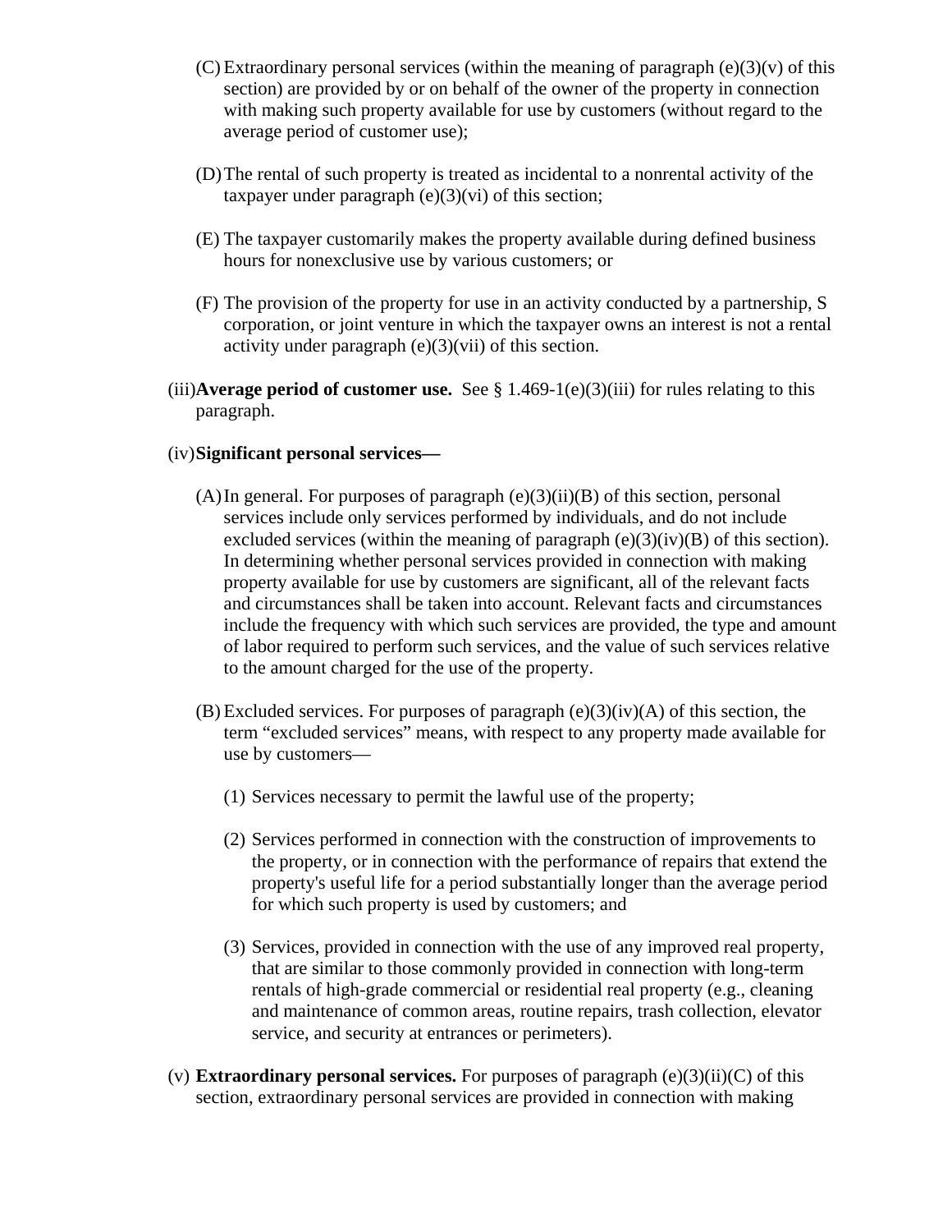(C) Extraordinary personal services (within the meaning of paragraph (e)(3)(v) of this section) are provided by or on behalf of the owner of the property in connection with making such property available for use by customers (without regard to the average period of customer use);

(D) The rental of such property is treated as incidental to a nonrental activity of the taxpayer under paragraph (e)(3)(vi) of this section;

(E) The taxpayer customarily makes the property available during defined business hours for nonexclusive use by various customers; or

(F) The provision of the property for use in an activity conducted by a partnership, S corporation, or joint venture in which the taxpayer owns an interest is not a rental activity under paragraph (e)(3)(vii) of this section.

(iii) **Average period of customer use.** See § 1.469-1(e)(3)(iii) for rules relating to this paragraph.

(iv) **Significant personal services—**

(A) In general. For purposes of paragraph (e)(3)(ii)(B) of this section, personal services include only services performed by individuals, and do not include excluded services (within the meaning of paragraph (e)(3)(iv)(B) of this section). In determining whether personal services provided in connection with making property available for use by customers are significant, all of the relevant facts and circumstances shall be taken into account. Relevant facts and circumstances include the frequency with which such services are provided, the type and amount of labor required to perform such services, and the value of such services relative to the amount charged for the use of the property.

(B) Excluded services. For purposes of paragraph (e)(3)(iv)(A) of this section, the term "excluded services" means, with respect to any property made available for use by customers—

(1) Services necessary to permit the lawful use of the property;

(2) Services performed in connection with the construction of improvements to the property, or in connection with the performance of repairs that extend the property's useful life for a period substantially longer than the average period for which such property is used by customers; and

(3) Services, provided in connection with the use of any improved real property, that are similar to those commonly provided in connection with long-term rentals of high-grade commercial or residential real property (e.g., cleaning and maintenance of common areas, routine repairs, trash collection, elevator service, and security at entrances or perimeters).

(v) **Extraordinary personal services.** For purposes of paragraph (e)(3)(ii)(C) of this section, extraordinary personal services are provided in connection with making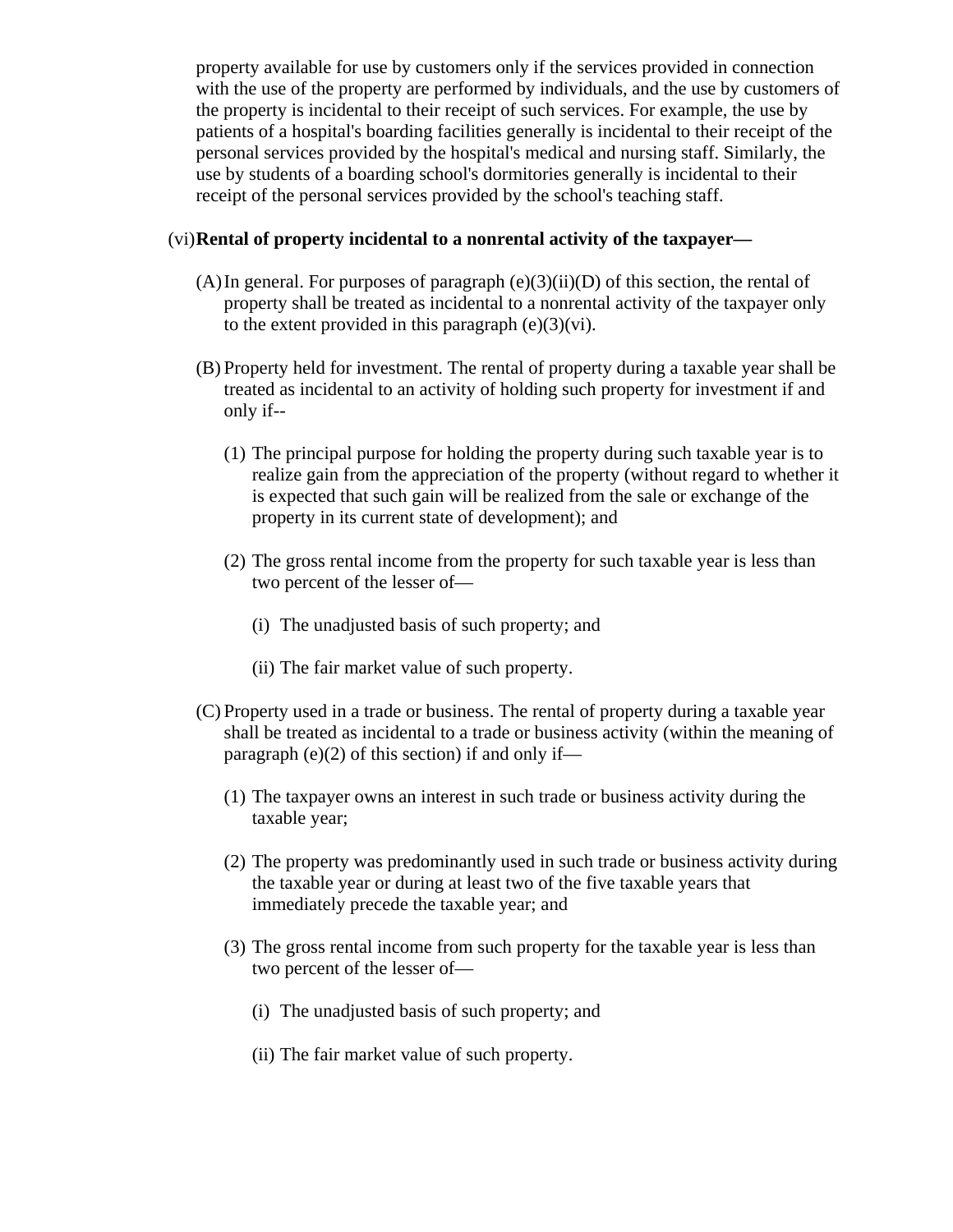property available for use by customers only if the services provided in connection with the use of the property are performed by individuals, and the use by customers of the property is incidental to their receipt of such services. For example, the use by patients of a hospital's boarding facilities generally is incidental to their receipt of the personal services provided by the hospital's medical and nursing staff. Similarly, the use by students of a boarding school's dormitories generally is incidental to their receipt of the personal services provided by the school's teaching staff.

(vi) **Rental of property incidental to a nonrental activity of the taxpayer—**

(A) In general. For purposes of paragraph (e)(3)(ii)(D) of this section, the rental of property shall be treated as incidental to a nonrental activity of the taxpayer only to the extent provided in this paragraph (e)(3)(vi).

(B) Property held for investment. The rental of property during a taxable year shall be treated as incidental to an activity of holding such property for investment if and only if--

(1) The principal purpose for holding the property during such taxable year is to realize gain from the appreciation of the property (without regard to whether it is expected that such gain will be realized from the sale or exchange of the property in its current state of development); and

(2) The gross rental income from the property for such taxable year is less than two percent of the lesser of—

(i) The unadjusted basis of such property; and

(ii) The fair market value of such property.

(C) Property used in a trade or business. The rental of property during a taxable year shall be treated as incidental to a trade or business activity (within the meaning of paragraph (e)(2) of this section) if and only if—

(1) The taxpayer owns an interest in such trade or business activity during the taxable year;

(2) The property was predominantly used in such trade or business activity during the taxable year or during at least two of the five taxable years that immediately precede the taxable year; and

(3) The gross rental income from such property for the taxable year is less than two percent of the lesser of—

(i) The unadjusted basis of such property; and

(ii) The fair market value of such property.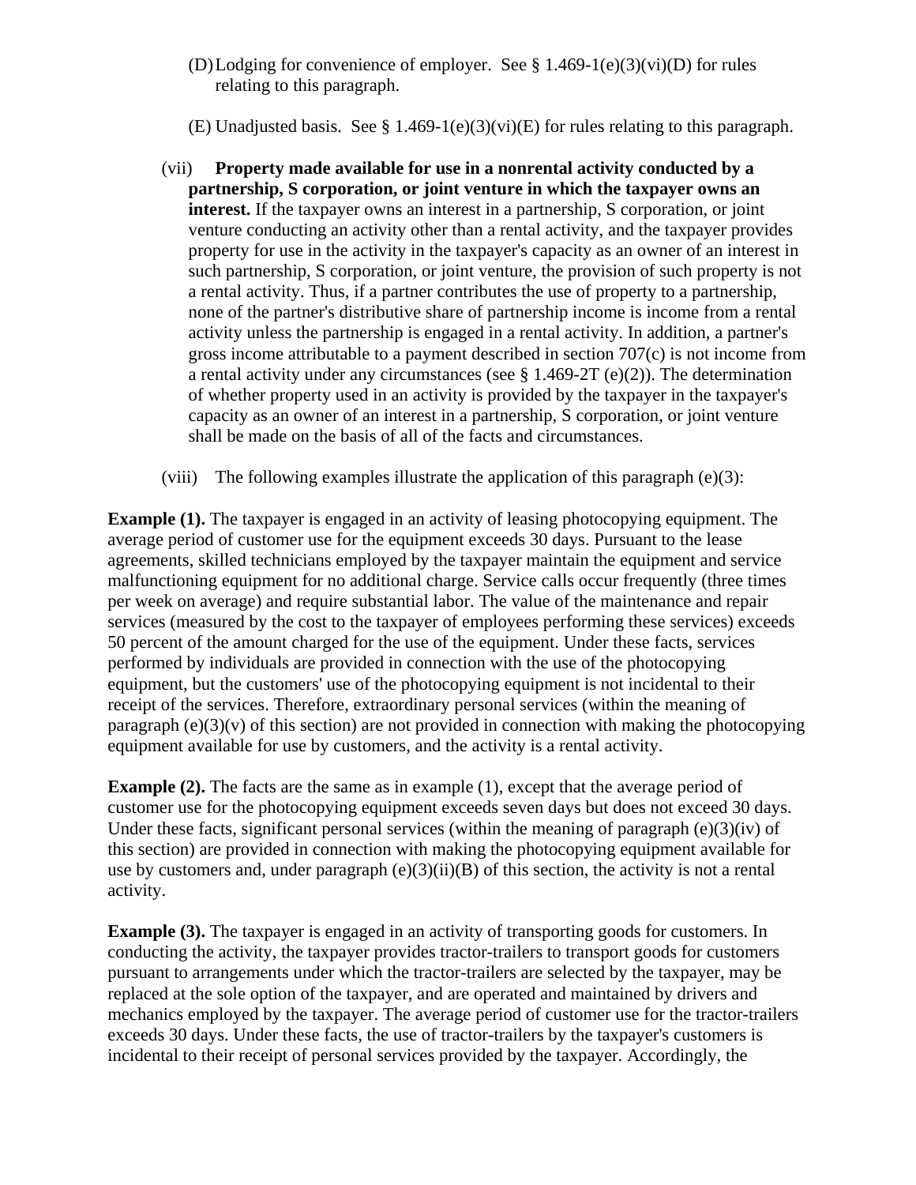(D) Lodging for convenience of employer. See § 1.469-1(e)(3)(vi)(D) for rules relating to this paragraph.

(E) Unadjusted basis. See § 1.469-1(e)(3)(vi)(E) for rules relating to this paragraph.

(vii) **Property made available for use in a nonrental activity conducted by a partnership, S corporation, or joint venture in which the taxpayer owns an interest.** If the taxpayer owns an interest in a partnership, S corporation, or joint venture conducting an activity other than a rental activity, and the taxpayer provides property for use in the activity in the taxpayer's capacity as an owner of an interest in such partnership, S corporation, or joint venture, the provision of such property is not a rental activity. Thus, if a partner contributes the use of property to a partnership, none of the partner's distributive share of partnership income is income from a rental activity unless the partnership is engaged in a rental activity. In addition, a partner's gross income attributable to a payment described in section 707(c) is not income from a rental activity under any circumstances (see § 1.469-2T (e)(2)). The determination of whether property used in an activity is provided by the taxpayer in the taxpayer's capacity as an owner of an interest in a partnership, S corporation, or joint venture shall be made on the basis of all of the facts and circumstances.

(viii) The following examples illustrate the application of this paragraph (e)(3):

**Example (1).** The taxpayer is engaged in an activity of leasing photocopying equipment. The average period of customer use for the equipment exceeds 30 days. Pursuant to the lease agreements, skilled technicians employed by the taxpayer maintain the equipment and service malfunctioning equipment for no additional charge. Service calls occur frequently (three times per week on average) and require substantial labor. The value of the maintenance and repair services (measured by the cost to the taxpayer of employees performing these services) exceeds 50 percent of the amount charged for the use of the equipment. Under these facts, services performed by individuals are provided in connection with the use of the photocopying equipment, but the customers' use of the photocopying equipment is not incidental to their receipt of the services. Therefore, extraordinary personal services (within the meaning of paragraph (e)(3)(v) of this section) are not provided in connection with making the photocopying equipment available for use by customers, and the activity is a rental activity.

**Example (2).** The facts are the same as in example (1), except that the average period of customer use for the photocopying equipment exceeds seven days but does not exceed 30 days. Under these facts, significant personal services (within the meaning of paragraph (e)(3)(iv) of this section) are provided in connection with making the photocopying equipment available for use by customers and, under paragraph (e)(3)(ii)(B) of this section, the activity is not a rental activity.

**Example (3).** The taxpayer is engaged in an activity of transporting goods for customers. In conducting the activity, the taxpayer provides tractor-trailers to transport goods for customers pursuant to arrangements under which the tractor-trailers are selected by the taxpayer, may be replaced at the sole option of the taxpayer, and are operated and maintained by drivers and mechanics employed by the taxpayer. The average period of customer use for the tractor-trailers exceeds 30 days. Under these facts, the use of tractor-trailers by the taxpayer's customers is incidental to their receipt of personal services provided by the taxpayer. Accordingly, the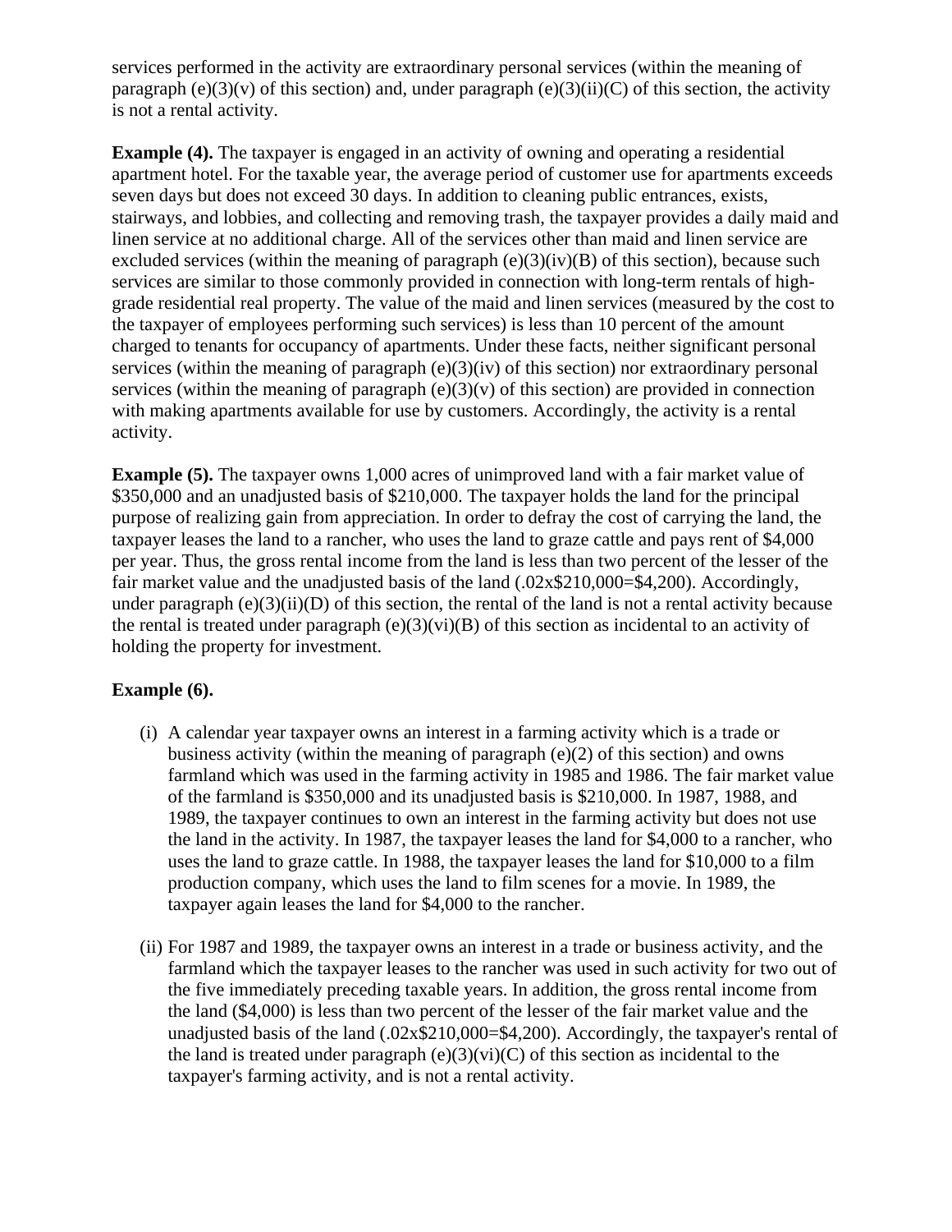services performed in the activity are extraordinary personal services (within the meaning of paragraph (e)(3)(v) of this section) and, under paragraph (e)(3)(ii)(C) of this section, the activity is not a rental activity.

**Example (4).** The taxpayer is engaged in an activity of owning and operating a residential apartment hotel. For the taxable year, the average period of customer use for apartments exceeds seven days but does not exceed 30 days. In addition to cleaning public entrances, exists, stairways, and lobbies, and collecting and removing trash, the taxpayer provides a daily maid and linen service at no additional charge. All of the services other than maid and linen service are excluded services (within the meaning of paragraph (e)(3)(iv)(B) of this section), because such services are similar to those commonly provided in connection with long-term rentals of high-grade residential real property. The value of the maid and linen services (measured by the cost to the taxpayer of employees performing such services) is less than 10 percent of the amount charged to tenants for occupancy of apartments. Under these facts, neither significant personal services (within the meaning of paragraph (e)(3)(iv) of this section) nor extraordinary personal services (within the meaning of paragraph (e)(3)(v) of this section) are provided in connection with making apartments available for use by customers. Accordingly, the activity is a rental activity.

**Example (5).** The taxpayer owns 1,000 acres of unimproved land with a fair market value of $350,000 and an unadjusted basis of $210,000. The taxpayer holds the land for the principal purpose of realizing gain from appreciation. In order to defray the cost of carrying the land, the taxpayer leases the land to a rancher, who uses the land to graze cattle and pays rent of $4,000 per year. Thus, the gross rental income from the land is less than two percent of the lesser of the fair market value and the unadjusted basis of the land (.02x$210,000=$4,200). Accordingly, under paragraph (e)(3)(ii)(D) of this section, the rental of the land is not a rental activity because the rental is treated under paragraph (e)(3)(vi)(B) of this section as incidental to an activity of holding the property for investment.

**Example (6).**

(i) A calendar year taxpayer owns an interest in a farming activity which is a trade or business activity (within the meaning of paragraph (e)(2) of this section) and owns farmland which was used in the farming activity in 1985 and 1986. The fair market value of the farmland is $350,000 and its unadjusted basis is $210,000. In 1987, 1988, and 1989, the taxpayer continues to own an interest in the farming activity but does not use the land in the activity. In 1987, the taxpayer leases the land for $4,000 to a rancher, who uses the land to graze cattle. In 1988, the taxpayer leases the land for $10,000 to a film production company, which uses the land to film scenes for a movie. In 1989, the taxpayer again leases the land for $4,000 to the rancher.

(ii) For 1987 and 1989, the taxpayer owns an interest in a trade or business activity, and the farmland which the taxpayer leases to the rancher was used in such activity for two out of the five immediately preceding taxable years. In addition, the gross rental income from the land ($4,000) is less than two percent of the lesser of the fair market value and the unadjusted basis of the land (.02x$210,000=$4,200). Accordingly, the taxpayer's rental of the land is treated under paragraph (e)(3)(vi)(C) of this section as incidental to the taxpayer's farming activity, and is not a rental activity.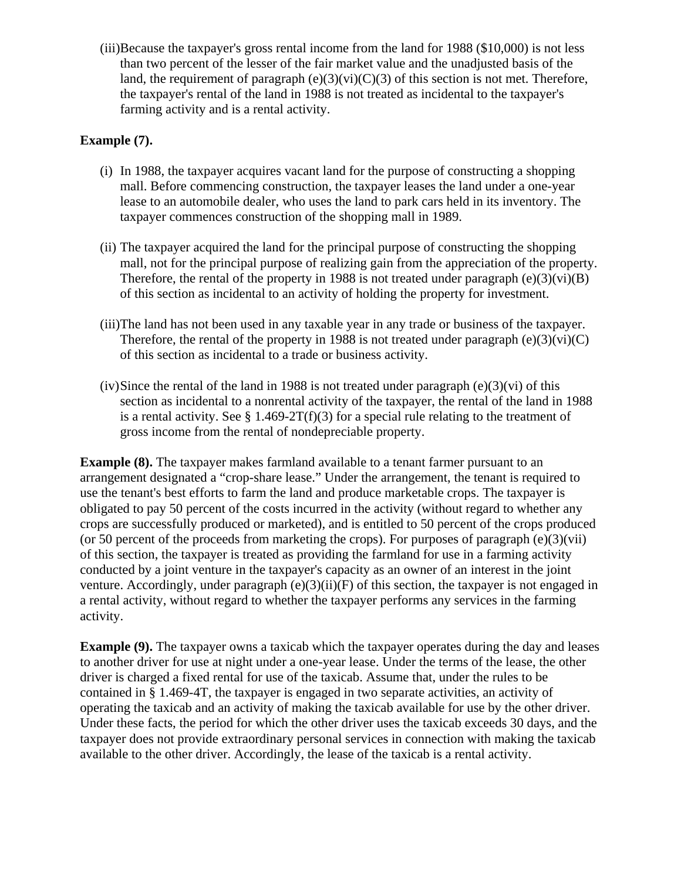(iii) Because the taxpayer's gross rental income from the land for 1988 ($10,000) is not less than two percent of the lesser of the fair market value and the unadjusted basis of the land, the requirement of paragraph (e)(3)(vi)(C)(3) of this section is not met. Therefore, the taxpayer's rental of the land in 1988 is not treated as incidental to the taxpayer's farming activity and is a rental activity.

**Example (7).**

(i) In 1988, the taxpayer acquires vacant land for the purpose of constructing a shopping mall. Before commencing construction, the taxpayer leases the land under a one-year lease to an automobile dealer, who uses the land to park cars held in its inventory. The taxpayer commences construction of the shopping mall in 1989.

(ii) The taxpayer acquired the land for the principal purpose of constructing the shopping mall, not for the principal purpose of realizing gain from the appreciation of the property. Therefore, the rental of the property in 1988 is not treated under paragraph (e)(3)(vi)(B) of this section as incidental to an activity of holding the property for investment.

(iii) The land has not been used in any taxable year in any trade or business of the taxpayer. Therefore, the rental of the property in 1988 is not treated under paragraph (e)(3)(vi)(C) of this section as incidental to a trade or business activity.

(iv) Since the rental of the land in 1988 is not treated under paragraph (e)(3)(vi) of this section as incidental to a nonrental activity of the taxpayer, the rental of the land in 1988 is a rental activity. See § 1.469-2T(f)(3) for a special rule relating to the treatment of gross income from the rental of nondepreciable property.

**Example (8).** The taxpayer makes farmland available to a tenant farmer pursuant to an arrangement designated a "crop-share lease." Under the arrangement, the tenant is required to use the tenant's best efforts to farm the land and produce marketable crops. The taxpayer is obligated to pay 50 percent of the costs incurred in the activity (without regard to whether any crops are successfully produced or marketed), and is entitled to 50 percent of the crops produced (or 50 percent of the proceeds from marketing the crops). For purposes of paragraph (e)(3)(vii) of this section, the taxpayer is treated as providing the farmland for use in a farming activity conducted by a joint venture in the taxpayer's capacity as an owner of an interest in the joint venture. Accordingly, under paragraph (e)(3)(ii)(F) of this section, the taxpayer is not engaged in a rental activity, without regard to whether the taxpayer performs any services in the farming activity.

**Example (9).** The taxpayer owns a taxicab which the taxpayer operates during the day and leases to another driver for use at night under a one-year lease. Under the terms of the lease, the other driver is charged a fixed rental for use of the taxicab. Assume that, under the rules to be contained in § 1.469-4T, the taxpayer is engaged in two separate activities, an activity of operating the taxicab and an activity of making the taxicab available for use by the other driver. Under these facts, the period for which the other driver uses the taxicab exceeds 30 days, and the taxpayer does not provide extraordinary personal services in connection with making the taxicab available to the other driver. Accordingly, the lease of the taxicab is a rental activity.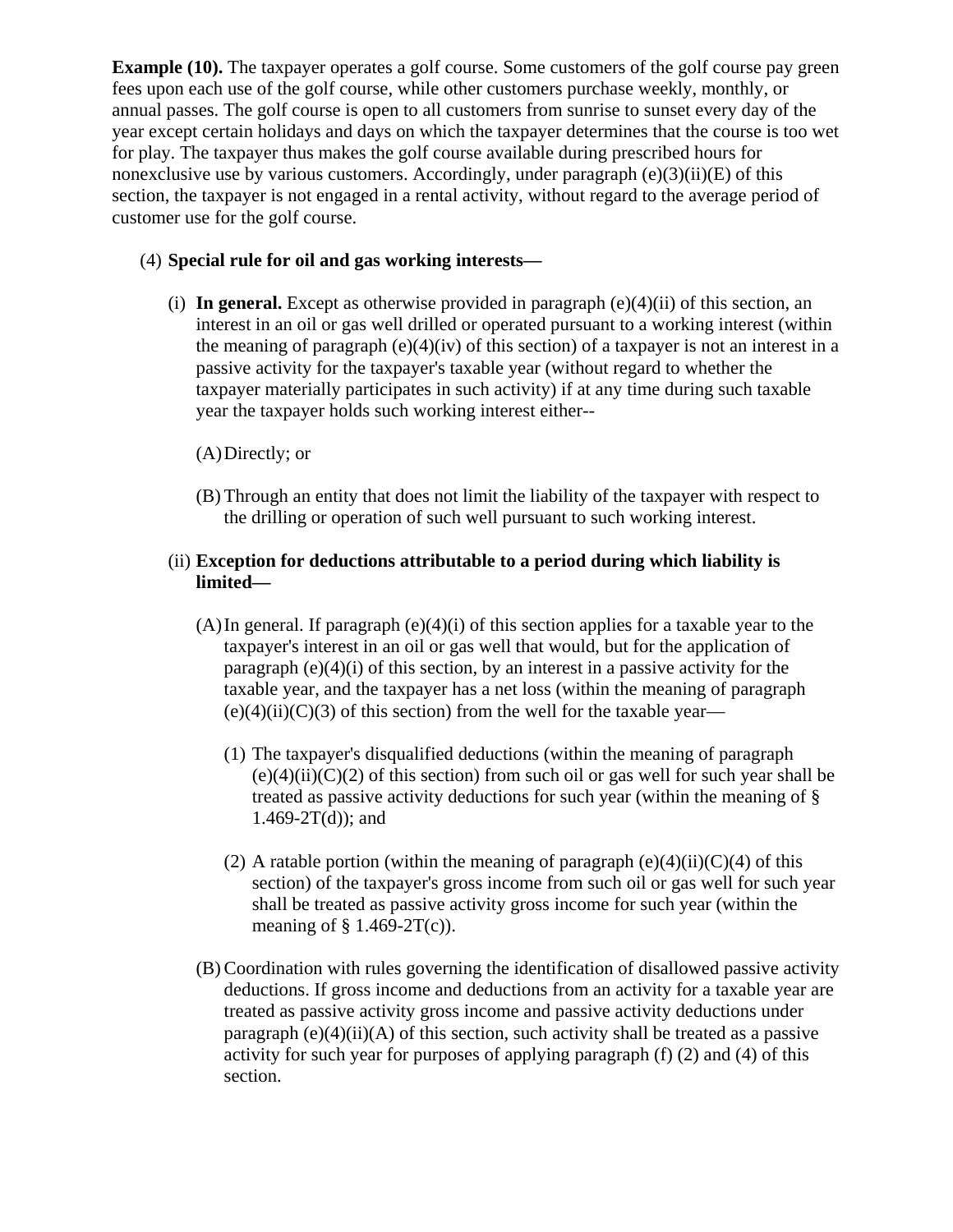**Example (10).** The taxpayer operates a golf course. Some customers of the golf course pay green fees upon each use of the golf course, while other customers purchase weekly, monthly, or annual passes. The golf course is open to all customers from sunrise to sunset every day of the year except certain holidays and days on which the taxpayer determines that the course is too wet for play. The taxpayer thus makes the golf course available during prescribed hours for nonexclusive use by various customers. Accordingly, under paragraph (e)(3)(ii)(E) of this section, the taxpayer is not engaged in a rental activity, without regard to the average period of customer use for the golf course.

(4) **Special rule for oil and gas working interests—**

(i) **In general.** Except as otherwise provided in paragraph (e)(4)(ii) of this section, an interest in an oil or gas well drilled or operated pursuant to a working interest (within the meaning of paragraph (e)(4)(iv) of this section) of a taxpayer is not an interest in a passive activity for the taxpayer's taxable year (without regard to whether the taxpayer materially participates in such activity) if at any time during such taxable year the taxpayer holds such working interest either--

(A) Directly; or

(B) Through an entity that does not limit the liability of the taxpayer with respect to the drilling or operation of such well pursuant to such working interest.

(ii) **Exception for deductions attributable to a period during which liability is limited—**

(A) In general. If paragraph (e)(4)(i) of this section applies for a taxable year to the taxpayer's interest in an oil or gas well that would, but for the application of paragraph (e)(4)(i) of this section, by an interest in a passive activity for the taxable year, and the taxpayer has a net loss (within the meaning of paragraph (e)(4)(ii)(C)(3) of this section) from the well for the taxable year—

(1) The taxpayer's disqualified deductions (within the meaning of paragraph (e)(4)(ii)(C)(2) of this section) from such oil or gas well for such year shall be treated as passive activity deductions for such year (within the meaning of § 1.469-2T(d)); and

(2) A ratable portion (within the meaning of paragraph (e)(4)(ii)(C)(4) of this section) of the taxpayer's gross income from such oil or gas well for such year shall be treated as passive activity gross income for such year (within the meaning of § 1.469-2T(c)).

(B) Coordination with rules governing the identification of disallowed passive activity deductions. If gross income and deductions from an activity for a taxable year are treated as passive activity gross income and passive activity deductions under paragraph (e)(4)(ii)(A) of this section, such activity shall be treated as a passive activity for such year for purposes of applying paragraph (f) (2) and (4) of this section.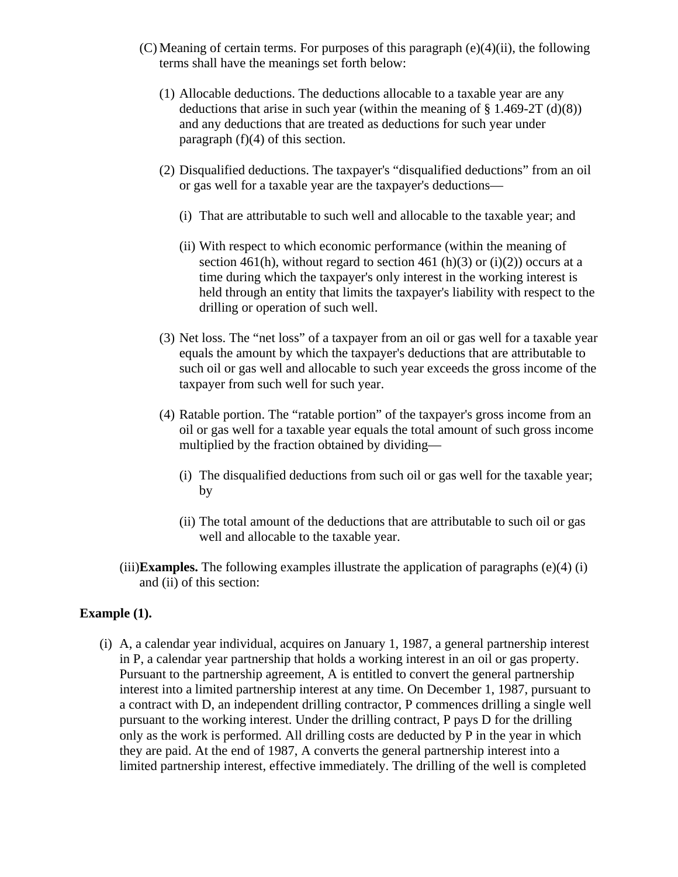(C) Meaning of certain terms. For purposes of this paragraph (e)(4)(ii), the following terms shall have the meanings set forth below:

(1) Allocable deductions. The deductions allocable to a taxable year are any deductions that arise in such year (within the meaning of § 1.469-2T (d)(8)) and any deductions that are treated as deductions for such year under paragraph (f)(4) of this section.

(2) Disqualified deductions. The taxpayer's "disqualified deductions" from an oil or gas well for a taxable year are the taxpayer's deductions—

(i) That are attributable to such well and allocable to the taxable year; and

(ii) With respect to which economic performance (within the meaning of section 461(h), without regard to section 461 (h)(3) or (i)(2)) occurs at a time during which the taxpayer's only interest in the working interest is held through an entity that limits the taxpayer's liability with respect to the drilling or operation of such well.

(3) Net loss. The "net loss" of a taxpayer from an oil or gas well for a taxable year equals the amount by which the taxpayer's deductions that are attributable to such oil or gas well and allocable to such year exceeds the gross income of the taxpayer from such well for such year.

(4) Ratable portion. The "ratable portion" of the taxpayer's gross income from an oil or gas well for a taxable year equals the total amount of such gross income multiplied by the fraction obtained by dividing—

(i) The disqualified deductions from such oil or gas well for the taxable year; by

(ii) The total amount of the deductions that are attributable to such oil or gas well and allocable to the taxable year.

(iii) **Examples.** The following examples illustrate the application of paragraphs (e)(4) (i) and (ii) of this section:

**Example (1).**

(i) A, a calendar year individual, acquires on January 1, 1987, a general partnership interest in P, a calendar year partnership that holds a working interest in an oil or gas property. Pursuant to the partnership agreement, A is entitled to convert the general partnership interest into a limited partnership interest at any time. On December 1, 1987, pursuant to a contract with D, an independent drilling contractor, P commences drilling a single well pursuant to the working interest. Under the drilling contract, P pays D for the drilling only as the work is performed. All drilling costs are deducted by P in the year in which they are paid. At the end of 1987, A converts the general partnership interest into a limited partnership interest, effective immediately. The drilling of the well is completed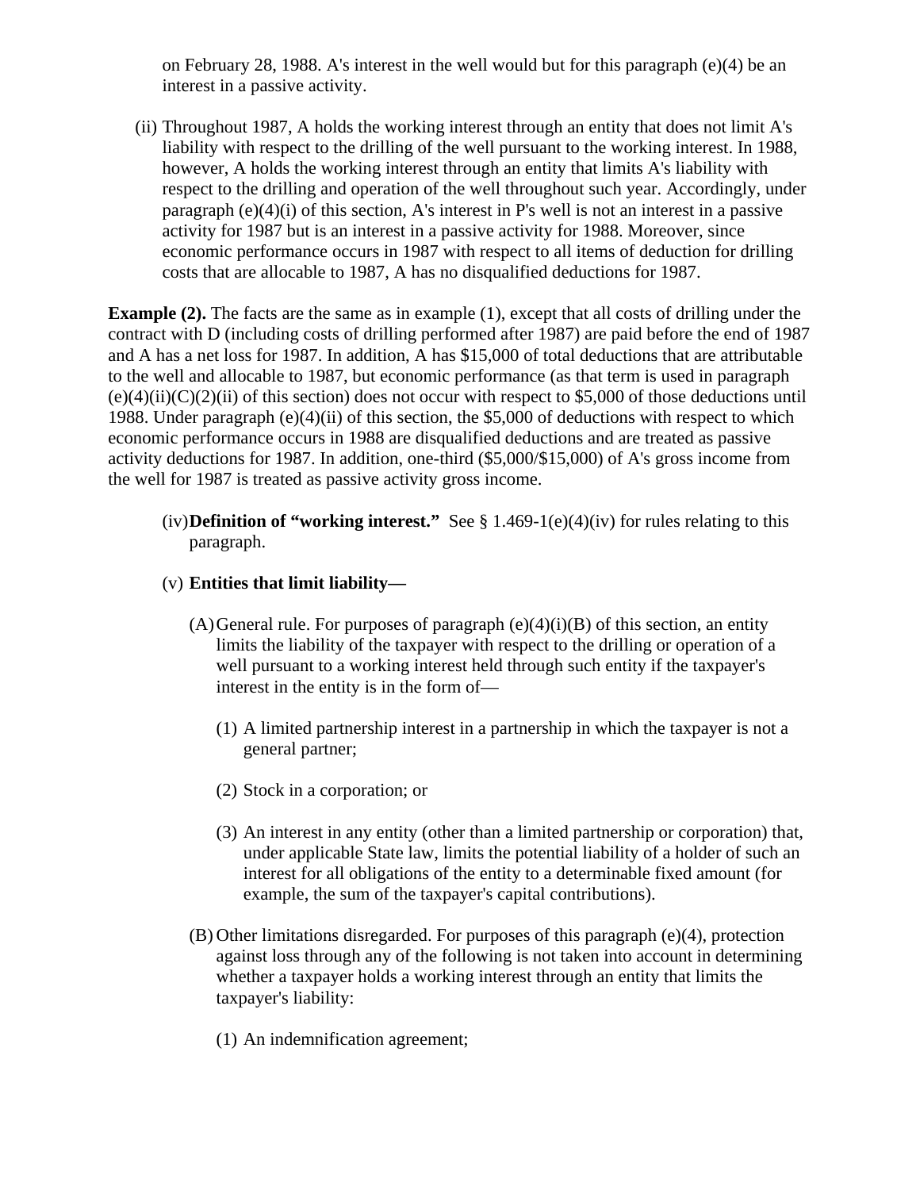on February 28, 1988. A's interest in the well would but for this paragraph (e)(4) be an interest in a passive activity.

(ii) Throughout 1987, A holds the working interest through an entity that does not limit A's liability with respect to the drilling of the well pursuant to the working interest. In 1988, however, A holds the working interest through an entity that limits A's liability with respect to the drilling and operation of the well throughout such year. Accordingly, under paragraph (e)(4)(i) of this section, A's interest in P's well is not an interest in a passive activity for 1987 but is an interest in a passive activity for 1988. Moreover, since economic performance occurs in 1987 with respect to all items of deduction for drilling costs that are allocable to 1987, A has no disqualified deductions for 1987.

**Example (2).** The facts are the same as in example (1), except that all costs of drilling under the contract with D (including costs of drilling performed after 1987) are paid before the end of 1987 and A has a net loss for 1987. In addition, A has $15,000 of total deductions that are attributable to the well and allocable to 1987, but economic performance (as that term is used in paragraph (e)(4)(ii)(C)(2)(ii) of this section) does not occur with respect to $5,000 of those deductions until 1988. Under paragraph (e)(4)(ii) of this section, the $5,000 of deductions with respect to which economic performance occurs in 1988 are disqualified deductions and are treated as passive activity deductions for 1987. In addition, one-third ($5,000/$15,000) of A's gross income from the well for 1987 is treated as passive activity gross income.

(iv) **Definition of "working interest."** See § 1.469-1(e)(4)(iv) for rules relating to this paragraph.

(v) **Entities that limit liability—**

(A) General rule. For purposes of paragraph (e)(4)(i)(B) of this section, an entity limits the liability of the taxpayer with respect to the drilling or operation of a well pursuant to a working interest held through such entity if the taxpayer's interest in the entity is in the form of—

(1) A limited partnership interest in a partnership in which the taxpayer is not a general partner;

(2) Stock in a corporation; or

(3) An interest in any entity (other than a limited partnership or corporation) that, under applicable State law, limits the potential liability of a holder of such an interest for all obligations of the entity to a determinable fixed amount (for example, the sum of the taxpayer's capital contributions).

(B) Other limitations disregarded. For purposes of this paragraph (e)(4), protection against loss through any of the following is not taken into account in determining whether a taxpayer holds a working interest through an entity that limits the taxpayer's liability:

(1) An indemnification agreement;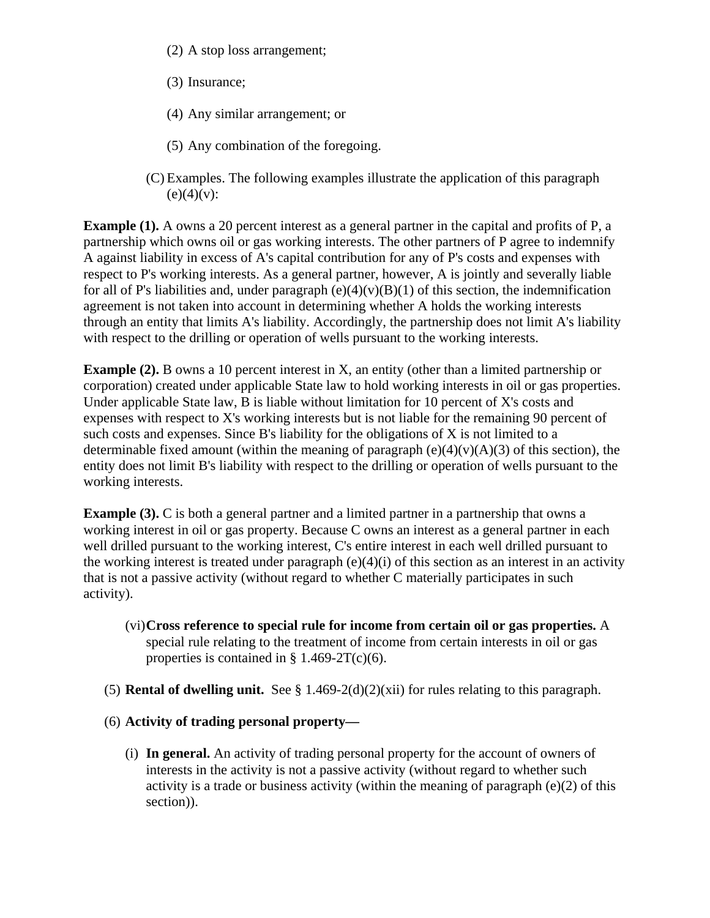(2) A stop loss arrangement;

(3) Insurance;

(4) Any similar arrangement; or

(5) Any combination of the foregoing.

(C) Examples. The following examples illustrate the application of this paragraph (e)(4)(v):

**Example (1).** A owns a 20 percent interest as a general partner in the capital and profits of P, a partnership which owns oil or gas working interests. The other partners of P agree to indemnify A against liability in excess of A's capital contribution for any of P's costs and expenses with respect to P's working interests. As a general partner, however, A is jointly and severally liable for all of P's liabilities and, under paragraph (e)(4)(v)(B)(1) of this section, the indemnification agreement is not taken into account in determining whether A holds the working interests through an entity that limits A's liability. Accordingly, the partnership does not limit A's liability with respect to the drilling or operation of wells pursuant to the working interests.

**Example (2).** B owns a 10 percent interest in X, an entity (other than a limited partnership or corporation) created under applicable State law to hold working interests in oil or gas properties. Under applicable State law, B is liable without limitation for 10 percent of X's costs and expenses with respect to X's working interests but is not liable for the remaining 90 percent of such costs and expenses. Since B's liability for the obligations of X is not limited to a determinable fixed amount (within the meaning of paragraph (e)(4)(v)(A)(3) of this section), the entity does not limit B's liability with respect to the drilling or operation of wells pursuant to the working interests.

**Example (3).** C is both a general partner and a limited partner in a partnership that owns a working interest in oil or gas property. Because C owns an interest as a general partner in each well drilled pursuant to the working interest, C's entire interest in each well drilled pursuant to the working interest is treated under paragraph (e)(4)(i) of this section as an interest in an activity that is not a passive activity (without regard to whether C materially participates in such activity).

(vi) **Cross reference to special rule for income from certain oil or gas properties.** A special rule relating to the treatment of income from certain interests in oil or gas properties is contained in § 1.469-2T(c)(6).

(5) **Rental of dwelling unit.** See § 1.469-2(d)(2)(xii) for rules relating to this paragraph.

(6) **Activity of trading personal property—**

(i) **In general.** An activity of trading personal property for the account of owners of interests in the activity is not a passive activity (without regard to whether such activity is a trade or business activity (within the meaning of paragraph (e)(2) of this section)).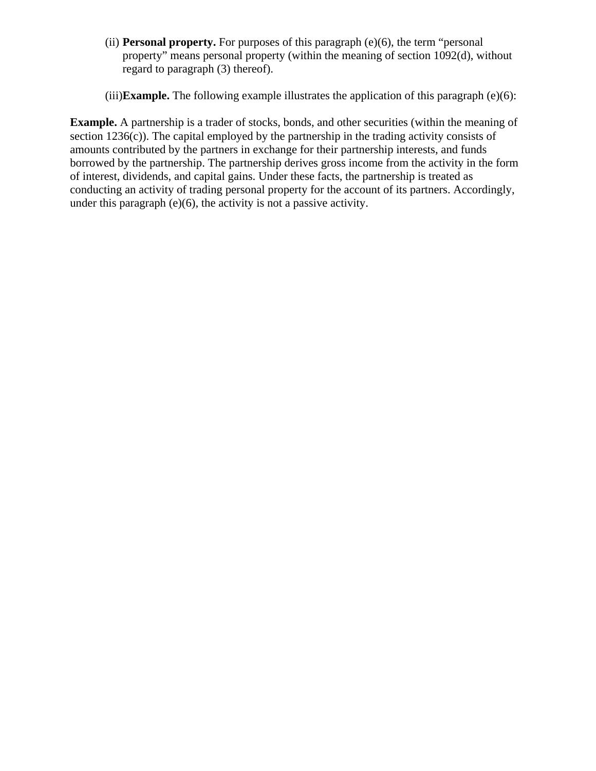(ii) **Personal property.** For purposes of this paragraph (e)(6), the term “personal property” means personal property (within the meaning of section 1092(d), without regard to paragraph (3) thereof).

(iii)**Example.** The following example illustrates the application of this paragraph (e)(6):

**Example.** A partnership is a trader of stocks, bonds, and other securities (within the meaning of section 1236(c)). The capital employed by the partnership in the trading activity consists of amounts contributed by the partners in exchange for their partnership interests, and funds borrowed by the partnership. The partnership derives gross income from the activity in the form of interest, dividends, and capital gains. Under these facts, the partnership is treated as conducting an activity of trading personal property for the account of its partners. Accordingly, under this paragraph (e)(6), the activity is not a passive activity.